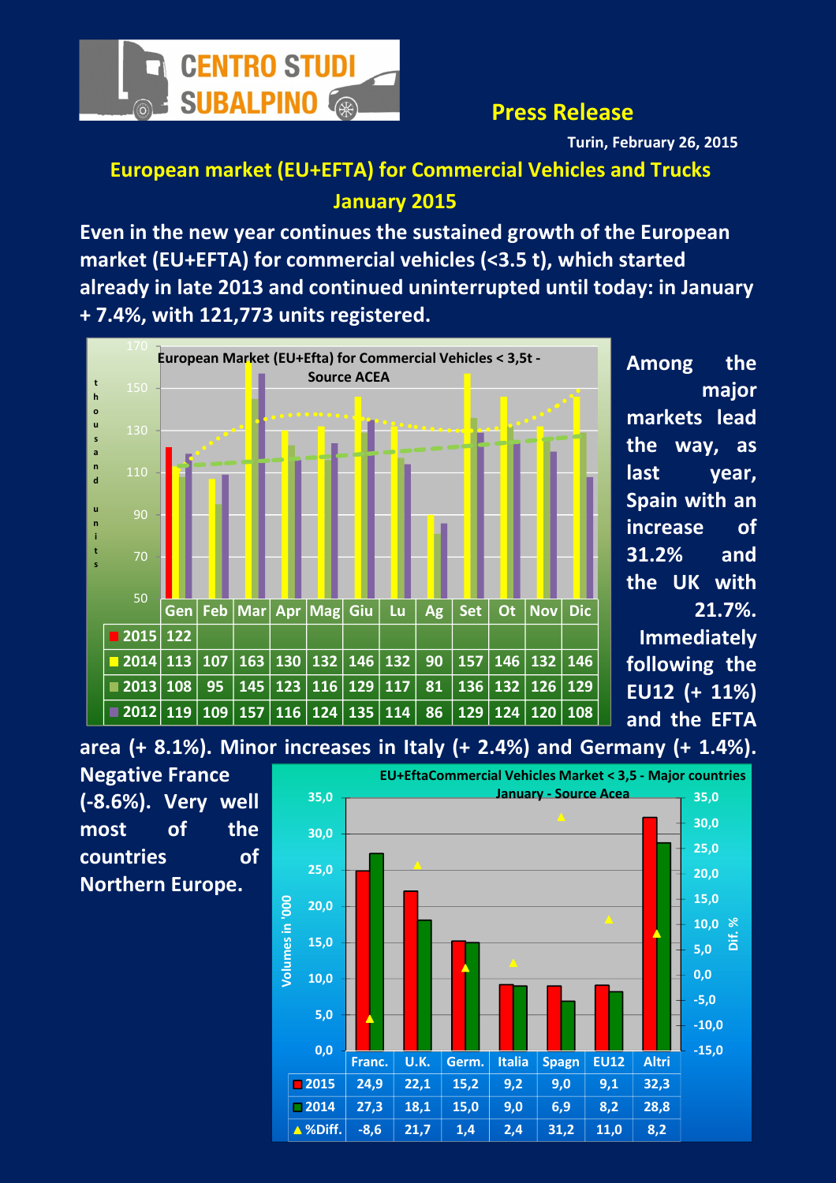CENTRO STUDI SUBALPINO

**Press Release**

Turin, February 26, 2015

## European market (EU+EFTA) for Commercial Vehicles and Trucks
## January 2015

**Even in the new year continues the sustained growth of the European market (EU+EFTA) for commercial vehicles (<3.5 t), which started already in late 2013 and continued uninterrupted until today: in January + 7.4%, with 121,773 units registered.**

European Market (EU+Efta) for Commercial Vehicles < 3,5t - Source ACEA (thousand units)

| | Gen | Feb | Mar | Apr | Mag | Giu | Lu | Ag | Set | Ot | Nov | Dic |
|---|---|---|---|---|---|---|---|---|---|---|---|---|
| 2015 | 122 | | | | | | | | | | | |
| 2014 | 113 | 107 | 163 | 130 | 132 | 146 | 132 | 90 | 157 | 146 | 132 | 146 |
| 2013 | 108 | 95 | 145 | 123 | 116 | 129 | 117 | 81 | 136 | 132 | 126 | 129 |
| 2012 | 119 | 109 | 157 | 116 | 124 | 135 | 114 | 86 | 129 | 124 | 120 | 108 |

**Among the major markets lead the way, as last year, Spain with an increase of 31.2% and the UK with 21.7%. Immediately following the EU12 (+ 11%) and the EFTA area (+ 8.1%). Minor increases in Italy (+ 2.4%) and Germany (+ 1.4%). Negative France (-8.6%). Very well most of the countries of Northern Europe.**

EU+EftaCommercial Vehicles Market < 3,5 - Major countries January - Source Acea (Volumes in '000)

| | Franc. | U.K. | Germ. | Italia | Spagn | EU12 | Altri |
|---|---|---|---|---|---|---|---|
| 2015 | 24,9 | 22,1 | 15,2 | 9,2 | 9,0 | 9,1 | 32,3 |
| 2014 | 27,3 | 18,1 | 15,0 | 9,0 | 6,9 | 8,2 | 28,8 |
| %Diff. | -8,6 | 21,7 | 1,4 | 2,4 | 31,2 | 11,0 | 8,2 |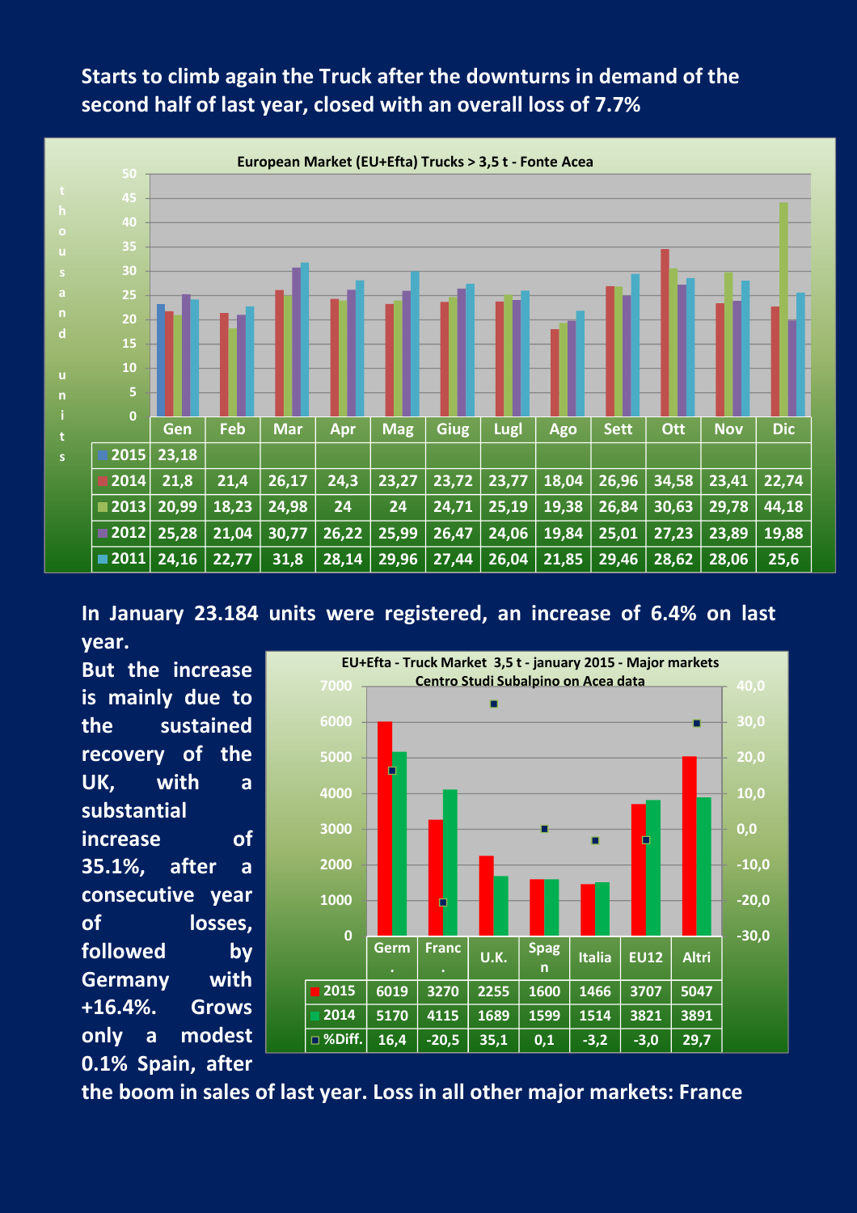**Starts to climb again the Truck after the downturns in demand of the second half of last year, closed with an overall loss of 7.7%**

**European Market (EU+Efta) Trucks > 3,5 t - Fonte Acea**

(thousand units)

| | Gen | Feb | Mar | Apr | Mag | Giug | Lugl | Ago | Sett | Ott | Nov | Dic |
|---|---|---|---|---|---|---|---|---|---|---|---|---|
| 2015 | 23,18 | | | | | | | | | | | |
| 2014 | 21,8 | 21,4 | 26,17 | 24,3 | 23,27 | 23,72 | 23,77 | 18,04 | 26,96 | 34,58 | 23,41 | 22,74 |
| 2013 | 20,99 | 18,23 | 24,98 | 24 | 24 | 24,71 | 25,19 | 19,38 | 26,84 | 30,63 | 29,78 | 44,18 |
| 2012 | 25,28 | 21,04 | 30,77 | 26,22 | 25,99 | 26,47 | 24,06 | 19,84 | 25,01 | 27,23 | 23,89 | 19,88 |
| 2011 | 24,16 | 22,77 | 31,8 | 28,14 | 29,96 | 27,44 | 26,04 | 21,85 | 29,46 | 28,62 | 28,06 | 25,6 |

**In January 23.184 units were registered, an increase of 6.4% on last year.**

**But the increase is mainly due to the sustained recovery of the UK, with a substantial increase of 35.1%, after a consecutive year of losses, followed by Germany with +16.4%. Grows only a modest 0.1% Spain, after the boom in sales of last year. Loss in all other major markets: France**

**EU+Efta - Truck Market 3,5 t - january 2015 - Major markets**
**Centro Studi Subalpino on Acea data**

| | Germ. | Franc. | U.K. | Spagn | Italia | EU12 | Altri |
|---|---|---|---|---|---|---|---|
| 2015 | 6019 | 3270 | 2255 | 1600 | 1466 | 3707 | 5047 |
| 2014 | 5170 | 4115 | 1689 | 1599 | 1514 | 3821 | 3891 |
| %Diff. | 16,4 | -20,5 | 35,1 | 0,1 | -3,2 | -3,0 | 29,7 |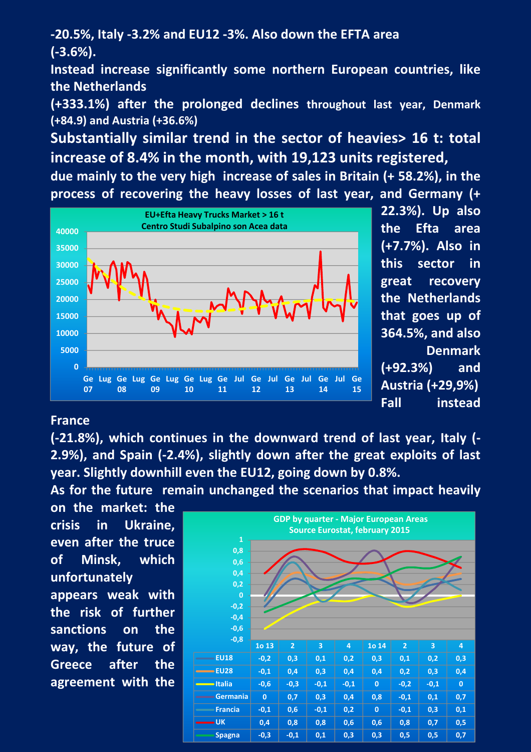**-20.5%, Italy -3.2% and EU12 -3%. Also down the EFTA area (-3.6%).**

**Instead increase significantly some northern European countries, like the Netherlands (+333.1%) after the prolonged declines throughout last year, Denmark (+84.9) and Austria (+36.6%)**

**Substantially similar trend in the sector of heavies> 16 t: total increase of 8.4% in the month, with 19,123 units registered, due mainly to the very high increase of sales in Britain (+ 58.2%), in the process of recovering the heavy losses of last year, and Germany (+ 22.3%). Up also the Efta area (+7.7%). Also in this sector in great recovery the Netherlands that goes up of 364.5%, and also Denmark (+92.3%) and Austria (+29,9%) Fall instead France (-21.8%), which continues in the downward trend of last year, Italy (-2.9%), and Spain (-2.4%), slightly down after the great exploits of last year. Slightly downhill even the EU12, going down by 0.8%.**

EU+Efta Heavy Trucks Market > 16 t
Centro Studi Subalpino son Acea data

**As for the future remain unchanged the scenarios that impact heavily on the market: the crisis in Ukraine, even after the truce of Minsk, which unfortunately appears weak with the risk of further sanctions on the way, the future of Greece after the agreement with the**

GDP by quarter - Major European Areas
Source Eurostat, february 2015

| | 1o 13 | 2 | 3 | 4 | 1o 14 | 2 | 3 | 4 |
|---|---|---|---|---|---|---|---|---|
| EU18 | -0,2 | 0,3 | 0,1 | 0,2 | 0,3 | 0,1 | 0,2 | 0,3 |
| EU28 | -0,1 | 0,4 | 0,3 | 0,4 | 0,4 | 0,2 | 0,3 | 0,4 |
| Italia | -0,6 | -0,3 | -0,1 | -0,1 | 0 | -0,2 | -0,1 | 0 |
| Germania | 0 | 0,7 | 0,3 | 0,4 | 0,8 | -0,1 | 0,1 | 0,7 |
| Francia | -0,1 | 0,6 | -0,1 | 0,2 | 0 | -0,1 | 0,3 | 0,1 |
| UK | 0,4 | 0,8 | 0,8 | 0,6 | 0,6 | 0,8 | 0,7 | 0,5 |
| Spagna | -0,3 | -0,1 | 0,1 | 0,3 | 0,3 | 0,5 | 0,5 | 0,7 |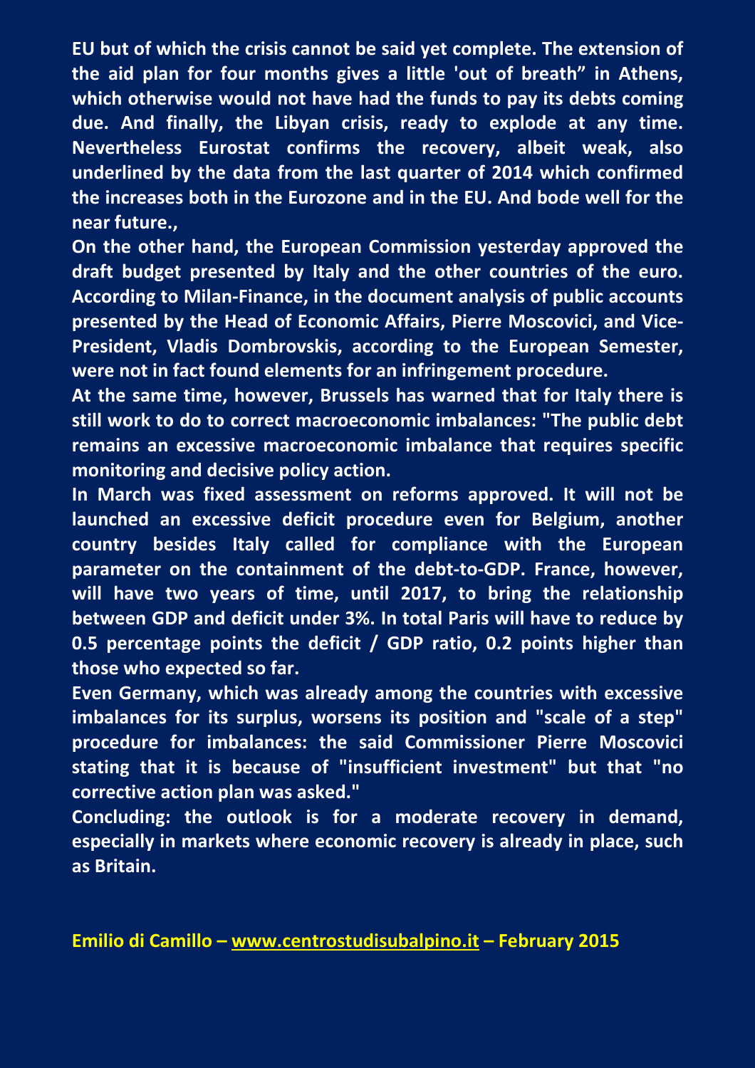**EU but of which the crisis cannot be said yet complete. The extension of the aid plan for four months gives a little 'out of breath" in Athens, which otherwise would not have had the funds to pay its debts coming due. And finally, the Libyan crisis, ready to explode at any time. Nevertheless Eurostat confirms the recovery, albeit weak, also underlined by the data from the last quarter of 2014 which confirmed the increases both in the Eurozone and in the EU. And bode well for the near future.,**

**On the other hand, the European Commission yesterday approved the draft budget presented by Italy and the other countries of the euro. According to Milan-Finance, in the document analysis of public accounts presented by the Head of Economic Affairs, Pierre Moscovici, and Vice-President, Vladis Dombrovskis, according to the European Semester, were not in fact found elements for an infringement procedure.**

**At the same time, however, Brussels has warned that for Italy there is still work to do to correct macroeconomic imbalances: "The public debt remains an excessive macroeconomic imbalance that requires specific monitoring and decisive policy action.**

**In March was fixed assessment on reforms approved. It will not be launched an excessive deficit procedure even for Belgium, another country besides Italy called for compliance with the European parameter on the containment of the debt-to-GDP. France, however, will have two years of time, until 2017, to bring the relationship between GDP and deficit under 3%. In total Paris will have to reduce by 0.5 percentage points the deficit / GDP ratio, 0.2 points higher than those who expected so far.**

**Even Germany, which was already among the countries with excessive imbalances for its surplus, worsens its position and "scale of a step" procedure for imbalances: the said Commissioner Pierre Moscovici stating that it is because of "insufficient investment" but that "no corrective action plan was asked."**

**Concluding: the outlook is for a moderate recovery in demand, especially in markets where economic recovery is already in place, such as Britain.**

**Emilio di Camillo – www.centrostudisubalpino.it – February 2015**